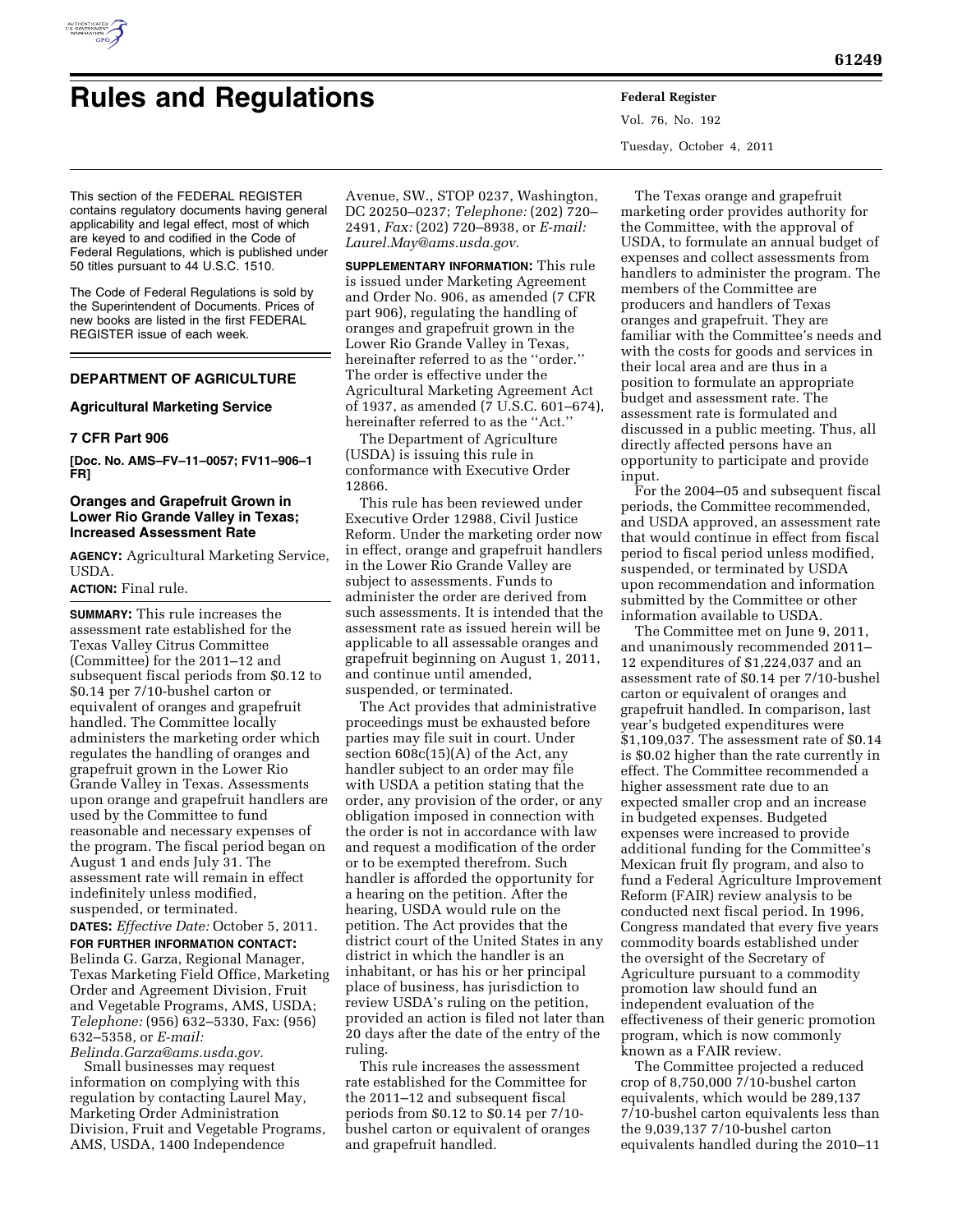# Rules and Regulations

This section of the FEDERAL REGISTER contains regulatory documents having general applicability and legal effect, most of which are keyed to and codified in the Code of Federal Regulations, which is published under 50 titles pursuant to 44 U.S.C. 1510.

The Code of Federal Regulations is sold by the Superintendent of Documents. Prices of new books are listed in the first FEDERAL REGISTER issue of each week.

## DEPARTMENT OF AGRICULTURE

### Agricultural Marketing Service

### 7 CFR Part 906

**[Doc. No. AMS–FV–11–0057; FV11–906–1 FR]**

### Oranges and Grapefruit Grown in Lower Rio Grande Valley in Texas; Increased Assessment Rate

**AGENCY:** Agricultural Marketing Service, USDA.

**ACTION:** Final rule.

**SUMMARY:** This rule increases the assessment rate established for the Texas Valley Citrus Committee (Committee) for the 2011–12 and subsequent fiscal periods from $0.12 to $0.14 per 7/10-bushel carton or equivalent of oranges and grapefruit handled. The Committee locally administers the marketing order which regulates the handling of oranges and grapefruit grown in the Lower Rio Grande Valley in Texas. Assessments upon orange and grapefruit handlers are used by the Committee to fund reasonable and necessary expenses of the program. The fiscal period began on August 1 and ends July 31. The assessment rate will remain in effect indefinitely unless modified, suspended, or terminated.

**DATES:** *Effective Date:* October 5, 2011.

**FOR FURTHER INFORMATION CONTACT:** Belinda G. Garza, Regional Manager, Texas Marketing Field Office, Marketing Order and Agreement Division, Fruit and Vegetable Programs, AMS, USDA; *Telephone:* (956) 632–5330, Fax: (956) 632–5358, or *E-mail: Belinda.Garza@ams.usda.gov.*

Small businesses may request information on complying with this regulation by contacting Laurel May, Marketing Order Administration Division, Fruit and Vegetable Programs, AMS, USDA, 1400 Independence Avenue, SW., STOP 0237, Washington, DC 20250–0237; *Telephone:* (202) 720–2491, *Fax:* (202) 720–8938, or *E-mail: Laurel.May@ams.usda.gov.*

**SUPPLEMENTARY INFORMATION:** This rule is issued under Marketing Agreement and Order No. 906, as amended (7 CFR part 906), regulating the handling of oranges and grapefruit grown in the Lower Rio Grande Valley in Texas, hereinafter referred to as the ''order.'' The order is effective under the Agricultural Marketing Agreement Act of 1937, as amended (7 U.S.C. 601–674), hereinafter referred to as the ''Act.''

The Department of Agriculture (USDA) is issuing this rule in conformance with Executive Order 12866.

This rule has been reviewed under Executive Order 12988, Civil Justice Reform. Under the marketing order now in effect, orange and grapefruit handlers in the Lower Rio Grande Valley are subject to assessments. Funds to administer the order are derived from such assessments. It is intended that the assessment rate as issued herein will be applicable to all assessable oranges and grapefruit beginning on August 1, 2011, and continue until amended, suspended, or terminated.

The Act provides that administrative proceedings must be exhausted before parties may file suit in court. Under section 608c(15)(A) of the Act, any handler subject to an order may file with USDA a petition stating that the order, any provision of the order, or any obligation imposed in connection with the order is not in accordance with law and request a modification of the order or to be exempted therefrom. Such handler is afforded the opportunity for a hearing on the petition. After the hearing, USDA would rule on the petition. The Act provides that the district court of the United States in any district in which the handler is an inhabitant, or has his or her principal place of business, has jurisdiction to review USDA's ruling on the petition, provided an action is filed not later than 20 days after the date of the entry of the ruling.

This rule increases the assessment rate established for the Committee for the 2011–12 and subsequent fiscal periods from $0.12 to $0.14 per 7/10-bushel carton or equivalent of oranges and grapefruit handled.

The Texas orange and grapefruit marketing order provides authority for the Committee, with the approval of USDA, to formulate an annual budget of expenses and collect assessments from handlers to administer the program. The members of the Committee are producers and handlers of Texas oranges and grapefruit. They are familiar with the Committee's needs and with the costs for goods and services in their local area and are thus in a position to formulate an appropriate budget and assessment rate. The assessment rate is formulated and discussed in a public meeting. Thus, all directly affected persons have an opportunity to participate and provide input.

For the 2004–05 and subsequent fiscal periods, the Committee recommended, and USDA approved, an assessment rate that would continue in effect from fiscal period to fiscal period unless modified, suspended, or terminated by USDA upon recommendation and information submitted by the Committee or other information available to USDA.

The Committee met on June 9, 2011, and unanimously recommended 2011–12 expenditures of $1,224,037 and an assessment rate of $0.14 per 7/10-bushel carton or equivalent of oranges and grapefruit handled. In comparison, last year's budgeted expenditures were $1,109,037. The assessment rate of $0.14 is $0.02 higher than the rate currently in effect. The Committee recommended a higher assessment rate due to an expected smaller crop and an increase in budgeted expenses. Budgeted expenses were increased to provide additional funding for the Committee's Mexican fruit fly program, and also to fund a Federal Agriculture Improvement Reform (FAIR) review analysis to be conducted next fiscal period. In 1996, Congress mandated that every five years commodity boards established under the oversight of the Secretary of Agriculture pursuant to a commodity promotion law should fund an independent evaluation of the effectiveness of their generic promotion program, which is now commonly known as a FAIR review.

The Committee projected a reduced crop of 8,750,000 7/10-bushel carton equivalents, which would be 289,137 7/10-bushel carton equivalents less than the 9,039,137 7/10-bushel carton equivalents handled during the 2010–11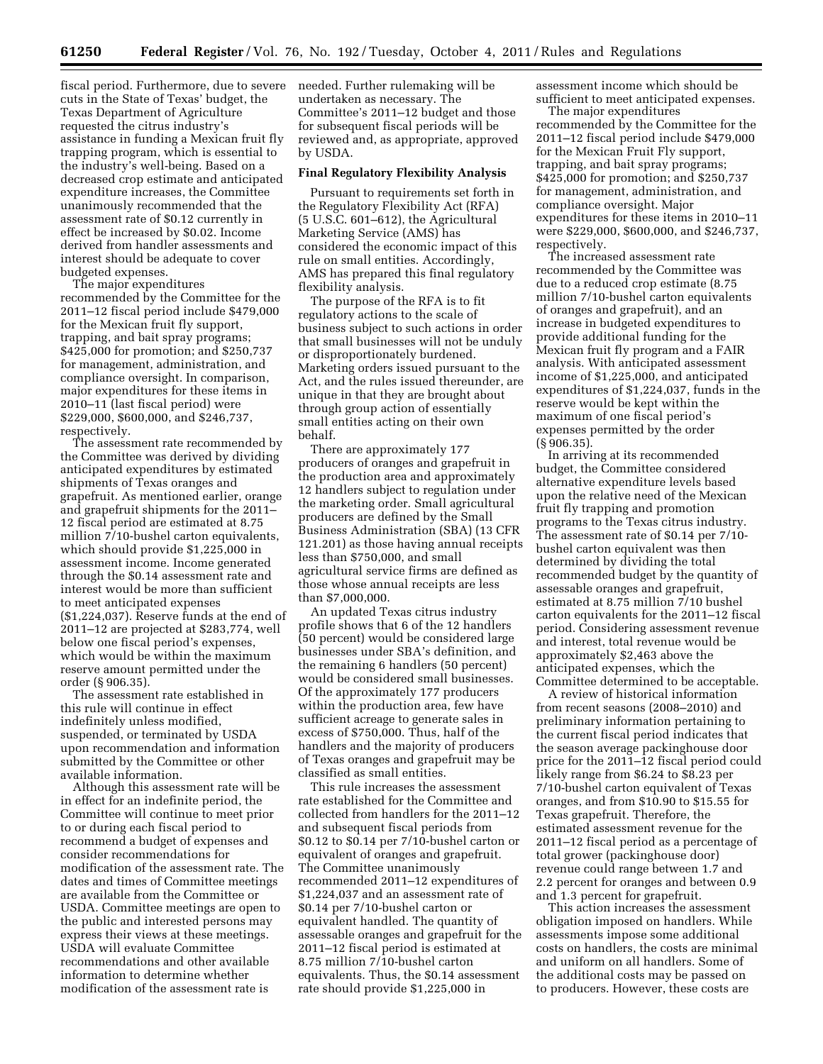fiscal period. Furthermore, due to severe cuts in the State of Texas' budget, the Texas Department of Agriculture requested the citrus industry's assistance in funding a Mexican fruit fly trapping program, which is essential to the industry's well-being. Based on a decreased crop estimate and anticipated expenditure increases, the Committee unanimously recommended that the assessment rate of $0.12 currently in effect be increased by $0.02. Income derived from handler assessments and interest should be adequate to cover budgeted expenses.

The major expenditures recommended by the Committee for the 2011–12 fiscal period include $479,000 for the Mexican fruit fly support, trapping, and bait spray programs; $425,000 for promotion; and $250,737 for management, administration, and compliance oversight. In comparison, major expenditures for these items in 2010–11 (last fiscal period) were $229,000, $600,000, and $246,737, respectively.

The assessment rate recommended by the Committee was derived by dividing anticipated expenditures by estimated shipments of Texas oranges and grapefruit. As mentioned earlier, orange and grapefruit shipments for the 2011–12 fiscal period are estimated at 8.75 million 7/10-bushel carton equivalents, which should provide $1,225,000 in assessment income. Income generated through the $0.14 assessment rate and interest would be more than sufficient to meet anticipated expenses ($1,224,037). Reserve funds at the end of 2011–12 are projected at $283,774, well below one fiscal period's expenses, which would be within the maximum reserve amount permitted under the order (§ 906.35).

The assessment rate established in this rule will continue in effect indefinitely unless modified, suspended, or terminated by USDA upon recommendation and information submitted by the Committee or other available information.

Although this assessment rate will be in effect for an indefinite period, the Committee will continue to meet prior to or during each fiscal period to recommend a budget of expenses and consider recommendations for modification of the assessment rate. The dates and times of Committee meetings are available from the Committee or USDA. Committee meetings are open to the public and interested persons may express their views at these meetings. USDA will evaluate Committee recommendations and other available information to determine whether modification of the assessment rate is needed. Further rulemaking will be undertaken as necessary. The Committee's 2011–12 budget and those for subsequent fiscal periods will be reviewed and, as appropriate, approved by USDA.

## Final Regulatory Flexibility Analysis

Pursuant to requirements set forth in the Regulatory Flexibility Act (RFA) (5 U.S.C. 601–612), the Agricultural Marketing Service (AMS) has considered the economic impact of this rule on small entities. Accordingly, AMS has prepared this final regulatory flexibility analysis.

The purpose of the RFA is to fit regulatory actions to the scale of business subject to such actions in order that small businesses will not be unduly or disproportionately burdened. Marketing orders issued pursuant to the Act, and the rules issued thereunder, are unique in that they are brought about through group action of essentially small entities acting on their own behalf.

There are approximately 177 producers of oranges and grapefruit in the production area and approximately 12 handlers subject to regulation under the marketing order. Small agricultural producers are defined by the Small Business Administration (SBA) (13 CFR 121.201) as those having annual receipts less than $750,000, and small agricultural service firms are defined as those whose annual receipts are less than $7,000,000.

An updated Texas citrus industry profile shows that 6 of the 12 handlers (50 percent) would be considered large businesses under SBA's definition, and the remaining 6 handlers (50 percent) would be considered small businesses. Of the approximately 177 producers within the production area, few have sufficient acreage to generate sales in excess of $750,000. Thus, half of the handlers and the majority of producers of Texas oranges and grapefruit may be classified as small entities.

This rule increases the assessment rate established for the Committee and collected from handlers for the 2011–12 and subsequent fiscal periods from $0.12 to $0.14 per 7/10-bushel carton or equivalent of oranges and grapefruit. The Committee unanimously recommended 2011–12 expenditures of $1,224,037 and an assessment rate of $0.14 per 7/10-bushel carton or equivalent handled. The quantity of assessable oranges and grapefruit for the 2011–12 fiscal period is estimated at 8.75 million 7/10-bushel carton equivalents. Thus, the $0.14 assessment rate should provide $1,225,000 in assessment income which should be sufficient to meet anticipated expenses.

The major expenditures recommended by the Committee for the 2011–12 fiscal period include $479,000 for the Mexican Fruit Fly support, trapping, and bait spray programs; $425,000 for promotion; and $250,737 for management, administration, and compliance oversight. Major expenditures for these items in 2010–11 were $229,000, $600,000, and $246,737, respectively.

The increased assessment rate recommended by the Committee was due to a reduced crop estimate (8.75 million 7/10-bushel carton equivalents of oranges and grapefruit), and an increase in budgeted expenditures to provide additional funding for the Mexican fruit fly program and a FAIR analysis. With anticipated assessment income of $1,225,000, and anticipated expenditures of $1,224,037, funds in the reserve would be kept within the maximum of one fiscal period's expenses permitted by the order (§ 906.35).

In arriving at its recommended budget, the Committee considered alternative expenditure levels based upon the relative need of the Mexican fruit fly trapping and promotion programs to the Texas citrus industry. The assessment rate of $0.14 per 7/10-bushel carton equivalent was then determined by dividing the total recommended budget by the quantity of assessable oranges and grapefruit, estimated at 8.75 million 7/10 bushel carton equivalents for the 2011–12 fiscal period. Considering assessment revenue and interest, total revenue would be approximately $2,463 above the anticipated expenses, which the Committee determined to be acceptable.

A review of historical information from recent seasons (2008–2010) and preliminary information pertaining to the current fiscal period indicates that the season average packinghouse door price for the 2011–12 fiscal period could likely range from $6.24 to $8.23 per 7/10-bushel carton equivalent of Texas oranges, and from $10.90 to $15.55 for Texas grapefruit. Therefore, the estimated assessment revenue for the 2011–12 fiscal period as a percentage of total grower (packinghouse door) revenue could range between 1.7 and 2.2 percent for oranges and between 0.9 and 1.3 percent for grapefruit.

This action increases the assessment obligation imposed on handlers. While assessments impose some additional costs on handlers, the costs are minimal and uniform on all handlers. Some of the additional costs may be passed on to producers. However, these costs are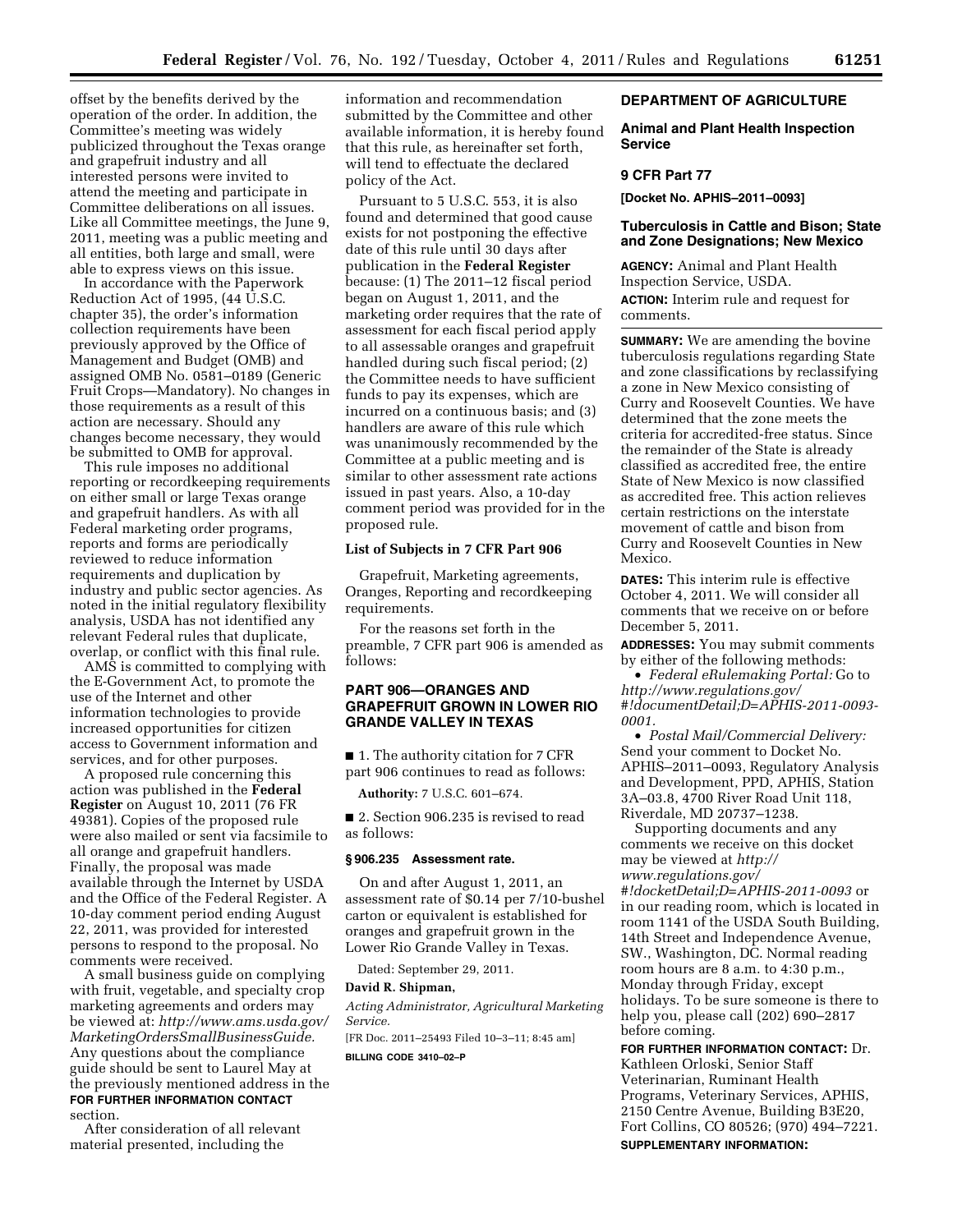offset by the benefits derived by the operation of the order. In addition, the Committee's meeting was widely publicized throughout the Texas orange and grapefruit industry and all interested persons were invited to attend the meeting and participate in Committee deliberations on all issues. Like all Committee meetings, the June 9, 2011, meeting was a public meeting and all entities, both large and small, were able to express views on this issue.

In accordance with the Paperwork Reduction Act of 1995, (44 U.S.C. chapter 35), the order's information collection requirements have been previously approved by the Office of Management and Budget (OMB) and assigned OMB No. 0581–0189 (Generic Fruit Crops—Mandatory). No changes in those requirements as a result of this action are necessary. Should any changes become necessary, they would be submitted to OMB for approval.

This rule imposes no additional reporting or recordkeeping requirements on either small or large Texas orange and grapefruit handlers. As with all Federal marketing order programs, reports and forms are periodically reviewed to reduce information requirements and duplication by industry and public sector agencies. As noted in the initial regulatory flexibility analysis, USDA has not identified any relevant Federal rules that duplicate, overlap, or conflict with this final rule.

AMS is committed to complying with the E-Government Act, to promote the use of the Internet and other information technologies to provide increased opportunities for citizen access to Government information and services, and for other purposes.

A proposed rule concerning this action was published in the **Federal Register** on August 10, 2011 (76 FR 49381). Copies of the proposed rule were also mailed or sent via facsimile to all orange and grapefruit handlers. Finally, the proposal was made available through the Internet by USDA and the Office of the Federal Register. A 10-day comment period ending August 22, 2011, was provided for interested persons to respond to the proposal. No comments were received.

A small business guide on complying with fruit, vegetable, and specialty crop marketing agreements and orders may be viewed at: *http://www.ams.usda.gov/MarketingOrdersSmallBusinessGuide.* Any questions about the compliance guide should be sent to Laurel May at the previously mentioned address in the **FOR FURTHER INFORMATION CONTACT** section.

After consideration of all relevant material presented, including the information and recommendation submitted by the Committee and other available information, it is hereby found that this rule, as hereinafter set forth, will tend to effectuate the declared policy of the Act.

Pursuant to 5 U.S.C. 553, it is also found and determined that good cause exists for not postponing the effective date of this rule until 30 days after publication in the **Federal Register** because: (1) The 2011–12 fiscal period began on August 1, 2011, and the marketing order requires that the rate of assessment for each fiscal period apply to all assessable oranges and grapefruit handled during such fiscal period; (2) the Committee needs to have sufficient funds to pay its expenses, which are incurred on a continuous basis; and (3) handlers are aware of this rule which was unanimously recommended by the Committee at a public meeting and is similar to other assessment rate actions issued in past years. Also, a 10-day comment period was provided for in the proposed rule.

### List of Subjects in 7 CFR Part 906

Grapefruit, Marketing agreements, Oranges, Reporting and recordkeeping requirements.

For the reasons set forth in the preamble, 7 CFR part 906 is amended as follows:

## PART 906—ORANGES AND GRAPEFRUIT GROWN IN LOWER RIO GRANDE VALLEY IN TEXAS

■ 1. The authority citation for 7 CFR part 906 continues to read as follows:

**Authority:** 7 U.S.C. 601–674.

■ 2. Section 906.235 is revised to read as follows:

### § 906.235 Assessment rate.

On and after August 1, 2011, an assessment rate of $0.14 per 7/10-bushel carton or equivalent is established for oranges and grapefruit grown in the Lower Rio Grande Valley in Texas.

Dated: September 29, 2011.

**David R. Shipman,**

*Acting Administrator, Agricultural Marketing Service.*

[FR Doc. 2011–25493 Filed 10–3–11; 8:45 am]

**BILLING CODE 3410–02–P**

## DEPARTMENT OF AGRICULTURE

### Animal and Plant Health Inspection Service

### 9 CFR Part 77

**[Docket No. APHIS–2011–0093]**

### Tuberculosis in Cattle and Bison; State and Zone Designations; New Mexico

**AGENCY:** Animal and Plant Health Inspection Service, USDA.

**ACTION:** Interim rule and request for comments.

**SUMMARY:** We are amending the bovine tuberculosis regulations regarding State and zone classifications by reclassifying a zone in New Mexico consisting of Curry and Roosevelt Counties. We have determined that the zone meets the criteria for accredited-free status. Since the remainder of the State is already classified as accredited free, the entire State of New Mexico is now classified as accredited free. This action relieves certain restrictions on the interstate movement of cattle and bison from Curry and Roosevelt Counties in New Mexico.

**DATES:** This interim rule is effective October 4, 2011. We will consider all comments that we receive on or before December 5, 2011.

**ADDRESSES:** You may submit comments by either of the following methods:

- *Federal eRulemaking Portal:* Go to *http://www.regulations.gov/#!documentDetail;D=APHIS-2011-0093-0001.*
- *Postal Mail/Commercial Delivery:* Send your comment to Docket No. APHIS–2011–0093, Regulatory Analysis and Development, PPD, APHIS, Station 3A–03.8, 4700 River Road Unit 118, Riverdale, MD 20737–1238.

Supporting documents and any comments we receive on this docket may be viewed at *http://www.regulations.gov/#!docketDetail;D=APHIS-2011-0093* or in our reading room, which is located in room 1141 of the USDA South Building, 14th Street and Independence Avenue, SW., Washington, DC. Normal reading room hours are 8 a.m. to 4:30 p.m., Monday through Friday, except holidays. To be sure someone is there to help you, please call (202) 690–2817 before coming.

**FOR FURTHER INFORMATION CONTACT:** Dr. Kathleen Orloski, Senior Staff Veterinarian, Ruminant Health Programs, Veterinary Services, APHIS, 2150 Centre Avenue, Building B3E20, Fort Collins, CO 80526; (970) 494–7221.

**SUPPLEMENTARY INFORMATION:**